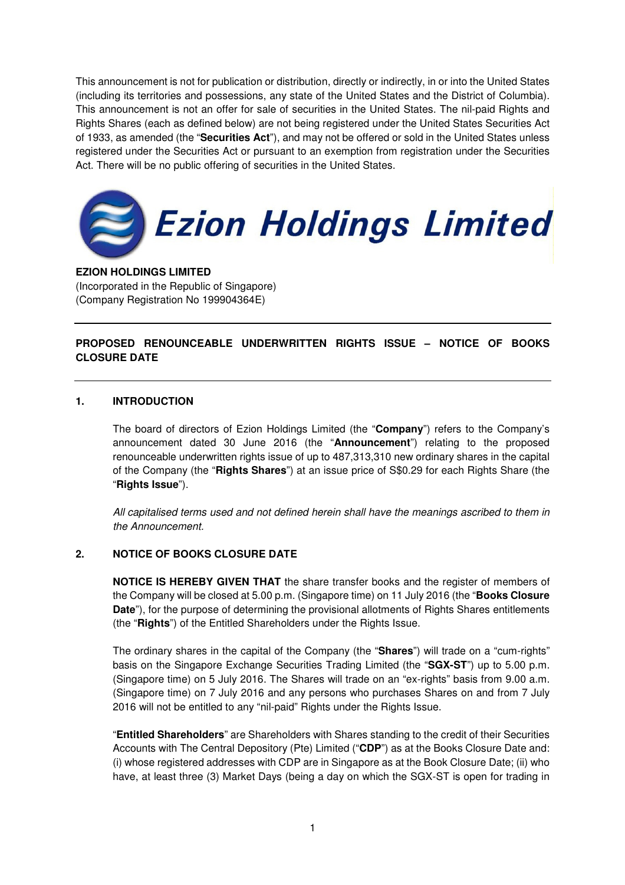This announcement is not for publication or distribution, directly or indirectly, in or into the United States (including its territories and possessions, any state of the United States and the District of Columbia). This announcement is not an offer for sale of securities in the United States. The nil-paid Rights and Rights Shares (each as defined below) are not being registered under the United States Securities Act of 1933, as amended (the "**Securities Act**"), and may not be offered or sold in the United States unless registered under the Securities Act or pursuant to an exemption from registration under the Securities Act. There will be no public offering of securities in the United States.

**EZION HOLDINGS LIMITED**
(Incorporated in the Republic of Singapore)
(Company Registration No 199904364E)

---

**PROPOSED RENOUNCEABLE UNDERWRITTEN RIGHTS ISSUE – NOTICE OF BOOKS CLOSURE DATE**

---

## 1. INTRODUCTION

The board of directors of Ezion Holdings Limited (the "**Company**") refers to the Company's announcement dated 30 June 2016 (the "**Announcement**") relating to the proposed renounceable underwritten rights issue of up to 487,313,310 new ordinary shares in the capital of the Company (the "**Rights Shares**") at an issue price of S$0.29 for each Rights Share (the "**Rights Issue**").

*All capitalised terms used and not defined herein shall have the meanings ascribed to them in the Announcement.*

## 2. NOTICE OF BOOKS CLOSURE DATE

**NOTICE IS HEREBY GIVEN THAT** the share transfer books and the register of members of the Company will be closed at 5.00 p.m. (Singapore time) on 11 July 2016 (the "**Books Closure Date**"), for the purpose of determining the provisional allotments of Rights Shares entitlements (the "**Rights**") of the Entitled Shareholders under the Rights Issue.

The ordinary shares in the capital of the Company (the "**Shares**") will trade on a "cum-rights" basis on the Singapore Exchange Securities Trading Limited (the "**SGX-ST**") up to 5.00 p.m. (Singapore time) on 5 July 2016. The Shares will trade on an "ex-rights" basis from 9.00 a.m. (Singapore time) on 7 July 2016 and any persons who purchases Shares on and from 7 July 2016 will not be entitled to any "nil-paid" Rights under the Rights Issue.

"**Entitled Shareholders**" are Shareholders with Shares standing to the credit of their Securities Accounts with The Central Depository (Pte) Limited ("**CDP**") as at the Books Closure Date and: (i) whose registered addresses with CDP are in Singapore as at the Book Closure Date; (ii) who have, at least three (3) Market Days (being a day on which the SGX-ST is open for trading in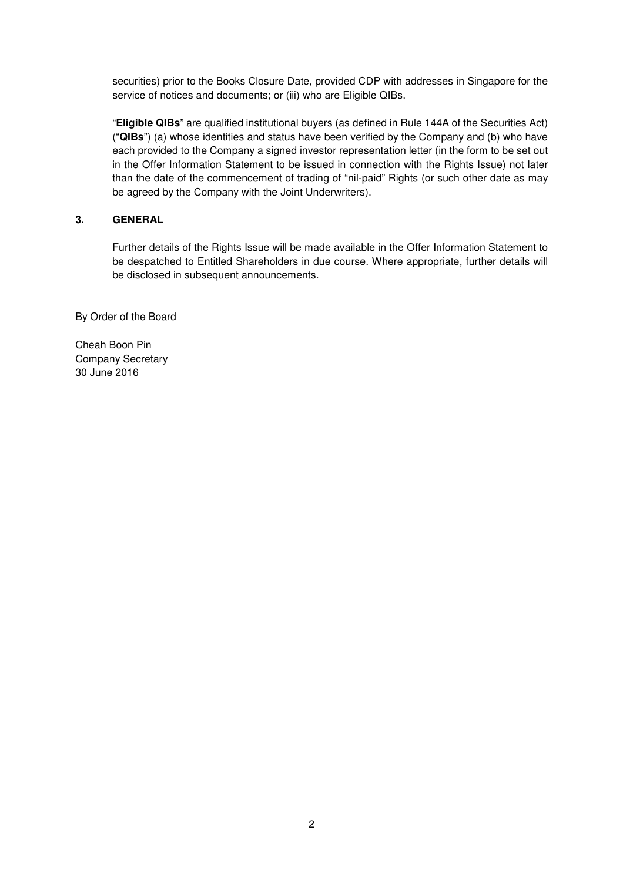securities) prior to the Books Closure Date, provided CDP with addresses in Singapore for the service of notices and documents; or (iii) who are Eligible QIBs.

"**Eligible QIBs**" are qualified institutional buyers (as defined in Rule 144A of the Securities Act) ("**QIBs**") (a) whose identities and status have been verified by the Company and (b) who have each provided to the Company a signed investor representation letter (in the form to be set out in the Offer Information Statement to be issued in connection with the Rights Issue) not later than the date of the commencement of trading of "nil-paid" Rights (or such other date as may be agreed by the Company with the Joint Underwriters).

## 3. GENERAL

Further details of the Rights Issue will be made available in the Offer Information Statement to be despatched to Entitled Shareholders in due course. Where appropriate, further details will be disclosed in subsequent announcements.

By Order of the Board

Cheah Boon Pin
Company Secretary
30 June 2016